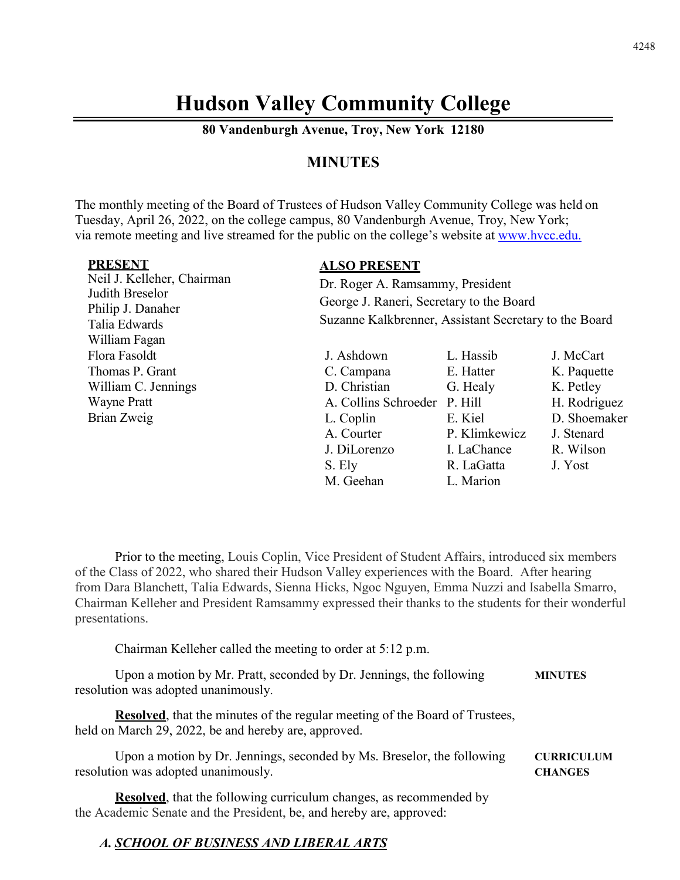# Hudson Valley Community College

**80 Vandenburgh Avenue, Troy, New York 12180**

## MINUTES

The monthly meeting of the Board of Trustees of Hudson Valley Community College was held on Tuesday, April 26, 2022, on the college campus, 80 Vandenburgh Avenue, Troy, New York; via remote meeting and live streamed for the public on the college's website at www.hvcc.edu.

**PRESENT**

Neil J. Kelleher, Chairman
Judith Breselor
Philip J. Danaher
Talia Edwards
William Fagan
Flora Fasoldt
Thomas P. Grant
William C. Jennings
Wayne Pratt
Brian Zweig

**ALSO PRESENT**

Dr. Roger A. Ramsammy, President
George J. Raneri, Secretary to the Board
Suzanne Kalkbrenner, Assistant Secretary to the Board

| | | |
|---|---|---|
| J. Ashdown | L. Hassib | J. McCart |
| C. Campana | E. Hatter | K. Paquette |
| D. Christian | G. Healy | K. Petley |
| A. Collins Schroeder | P. Hill | H. Rodriguez |
| L. Coplin | E. Kiel | D. Shoemaker |
| A. Courter | P. Klimkewicz | J. Stenard |
| J. DiLorenzo | I. LaChance | R. Wilson |
| S. Ely | R. LaGatta | J. Yost |
| M. Geehan | L. Marion | |

Prior to the meeting, Louis Coplin, Vice President of Student Affairs, introduced six members of the Class of 2022, who shared their Hudson Valley experiences with the Board. After hearing from Dara Blanchett, Talia Edwards, Sienna Hicks, Ngoc Nguyen, Emma Nuzzi and Isabella Smarro, Chairman Kelleher and President Ramsammy expressed their thanks to the students for their wonderful presentations.

Chairman Kelleher called the meeting to order at 5:12 p.m.

**MINUTES**

Upon a motion by Mr. Pratt, seconded by Dr. Jennings, the following resolution was adopted unanimously.

**Resolved**, that the minutes of the regular meeting of the Board of Trustees, held on March 29, 2022, be and hereby are, approved.

**CURRICULUM CHANGES**

Upon a motion by Dr. Jennings, seconded by Ms. Breselor, the following resolution was adopted unanimously.

**Resolved**, that the following curriculum changes, as recommended by the Academic Senate and the President, be, and hereby are, approved:

***A. SCHOOL OF BUSINESS AND LIBERAL ARTS***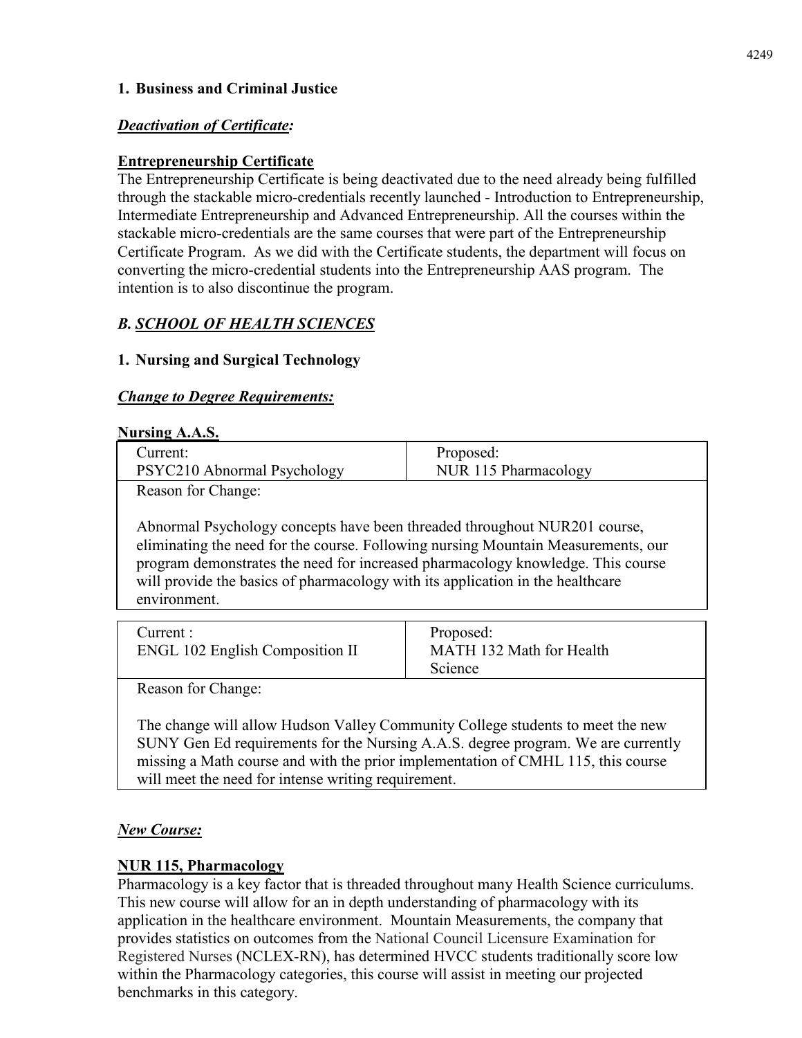### 1. Business and Criminal Justice

***Deactivation of Certificate:***

**Entrepreneurship Certificate**

The Entrepreneurship Certificate is being deactivated due to the need already being fulfilled through the stackable micro-credentials recently launched - Introduction to Entrepreneurship, Intermediate Entrepreneurship and Advanced Entrepreneurship. All the courses within the stackable micro-credentials are the same courses that were part of the Entrepreneurship Certificate Program. As we did with the Certificate students, the department will focus on converting the micro-credential students into the Entrepreneurship AAS program. The intention is to also discontinue the program.

## *B. SCHOOL OF HEALTH SCIENCES*

### 1. Nursing and Surgical Technology

***Change to Degree Requirements:***

**Nursing A.A.S.**

| Current: PSYC210 Abnormal Psychology | Proposed: NUR 115 Pharmacology |
|---|---|
| Reason for Change: Abnormal Psychology concepts have been threaded throughout NUR201 course, eliminating the need for the course. Following nursing Mountain Measurements, our program demonstrates the need for increased pharmacology knowledge. This course will provide the basics of pharmacology with its application in the healthcare environment. | |

| Current : ENGL 102 English Composition II | Proposed: MATH 132 Math for Health Science |
|---|---|
| Reason for Change: The change will allow Hudson Valley Community College students to meet the new SUNY Gen Ed requirements for the Nursing A.A.S. degree program. We are currently missing a Math course and with the prior implementation of CMHL 115, this course will meet the need for intense writing requirement. | |

***New Course:***

**NUR 115, Pharmacology**

Pharmacology is a key factor that is threaded throughout many Health Science curriculums. This new course will allow for an in depth understanding of pharmacology with its application in the healthcare environment. Mountain Measurements, the company that provides statistics on outcomes from the National Council Licensure Examination for Registered Nurses (NCLEX-RN), has determined HVCC students traditionally score low within the Pharmacology categories, this course will assist in meeting our projected benchmarks in this category.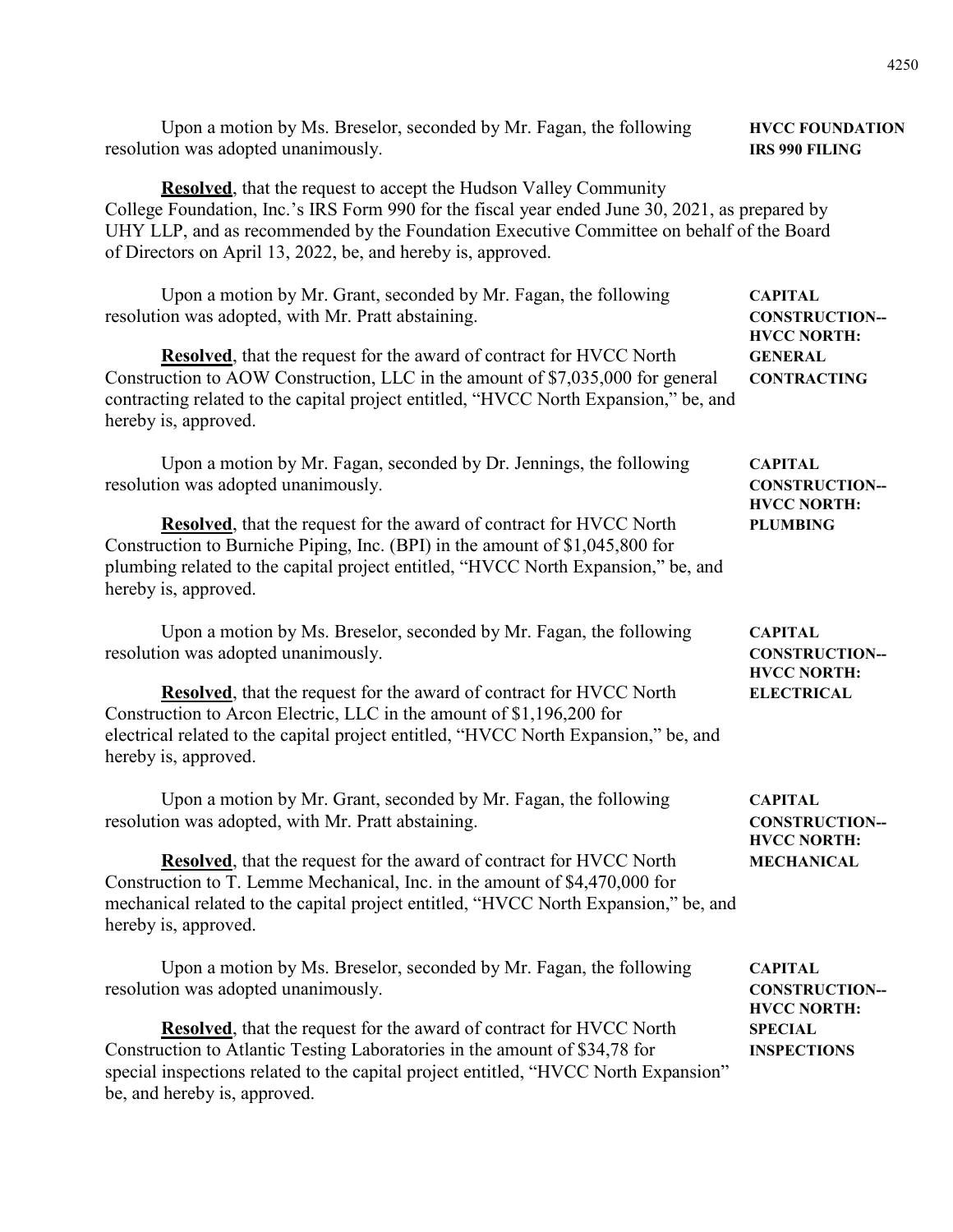Upon a motion by Ms. Breselor, seconded by Mr. Fagan, the following resolution was adopted unanimously.

**HVCC FOUNDATION IRS 990 FILING**

**Resolved**, that the request to accept the Hudson Valley Community College Foundation, Inc.'s IRS Form 990 for the fiscal year ended June 30, 2021, as prepared by UHY LLP, and as recommended by the Foundation Executive Committee on behalf of the Board of Directors on April 13, 2022, be, and hereby is, approved.

Upon a motion by Mr. Grant, seconded by Mr. Fagan, the following resolution was adopted, with Mr. Pratt abstaining.

**CAPITAL CONSTRUCTION-- HVCC NORTH: GENERAL CONTRACTING**

**Resolved**, that the request for the award of contract for HVCC North Construction to AOW Construction, LLC in the amount of $7,035,000 for general contracting related to the capital project entitled, "HVCC North Expansion," be, and hereby is, approved.

Upon a motion by Mr. Fagan, seconded by Dr. Jennings, the following resolution was adopted unanimously.

**CAPITAL CONSTRUCTION-- HVCC NORTH: PLUMBING**

**Resolved**, that the request for the award of contract for HVCC North Construction to Burniche Piping, Inc. (BPI) in the amount of $1,045,800 for plumbing related to the capital project entitled, "HVCC North Expansion," be, and hereby is, approved.

Upon a motion by Ms. Breselor, seconded by Mr. Fagan, the following resolution was adopted unanimously.

**CAPITAL CONSTRUCTION-- HVCC NORTH: ELECTRICAL**

**Resolved**, that the request for the award of contract for HVCC North Construction to Arcon Electric, LLC in the amount of $1,196,200 for electrical related to the capital project entitled, "HVCC North Expansion," be, and hereby is, approved.

Upon a motion by Mr. Grant, seconded by Mr. Fagan, the following resolution was adopted, with Mr. Pratt abstaining.

**CAPITAL CONSTRUCTION-- HVCC NORTH: MECHANICAL**

**Resolved**, that the request for the award of contract for HVCC North Construction to T. Lemme Mechanical, Inc. in the amount of $4,470,000 for mechanical related to the capital project entitled, "HVCC North Expansion," be, and hereby is, approved.

Upon a motion by Ms. Breselor, seconded by Mr. Fagan, the following resolution was adopted unanimously.

**CAPITAL CONSTRUCTION-- HVCC NORTH: SPECIAL INSPECTIONS**

**Resolved**, that the request for the award of contract for HVCC North Construction to Atlantic Testing Laboratories in the amount of $34,78 for special inspections related to the capital project entitled, "HVCC North Expansion" be, and hereby is, approved.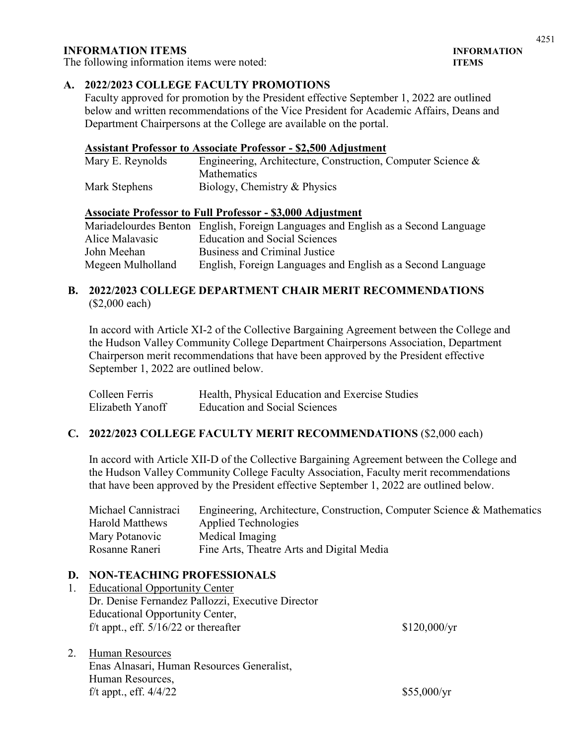## INFORMATION ITEMS

**INFORMATION ITEMS**

The following information items were noted:

### A. 2022/2023 COLLEGE FACULTY PROMOTIONS

Faculty approved for promotion by the President effective September 1, 2022 are outlined below and written recommendations of the Vice President for Academic Affairs, Deans and Department Chairpersons at the College are available on the portal.

**Assistant Professor to Associate Professor - $2,500 Adjustment**

| | |
|---|---|
| Mary E. Reynolds | Engineering, Architecture, Construction, Computer Science & Mathematics |
| Mark Stephens | Biology, Chemistry & Physics |

**Associate Professor to Full Professor - $3,000 Adjustment**

| | |
|---|---|
| Mariadelourdes Benton | English, Foreign Languages and English as a Second Language |
| Alice Malavasic | Education and Social Sciences |
| John Meehan | Business and Criminal Justice |
| Megeen Mulholland | English, Foreign Languages and English as a Second Language |

### B. 2022/2023 COLLEGE DEPARTMENT CHAIR MERIT RECOMMENDATIONS ($2,000 each)

In accord with Article XI-2 of the Collective Bargaining Agreement between the College and the Hudson Valley Community College Department Chairpersons Association, Department Chairperson merit recommendations that have been approved by the President effective September 1, 2022 are outlined below.

| | |
|---|---|
| Colleen Ferris | Health, Physical Education and Exercise Studies |
| Elizabeth Yanoff | Education and Social Sciences |

### C. 2022/2023 COLLEGE FACULTY MERIT RECOMMENDATIONS ($2,000 each)

In accord with Article XII-D of the Collective Bargaining Agreement between the College and the Hudson Valley Community College Faculty Association, Faculty merit recommendations that have been approved by the President effective September 1, 2022 are outlined below.

| | |
|---|---|
| Michael Cannistraci | Engineering, Architecture, Construction, Computer Science & Mathematics |
| Harold Matthews | Applied Technologies |
| Mary Potanovic | Medical Imaging |
| Rosanne Raneri | Fine Arts, Theatre Arts and Digital Media |

### D. NON-TEACHING PROFESSIONALS

1. Educational Opportunity Center
   Dr. Denise Fernandez Pallozzi, Executive Director
   Educational Opportunity Center,
   f/t appt., eff. 5/16/22 or thereafter — $120,000/yr

2. Human Resources
   Enas Alnasari, Human Resources Generalist,
   Human Resources,
   f/t appt., eff. 4/4/22 — $55,000/yr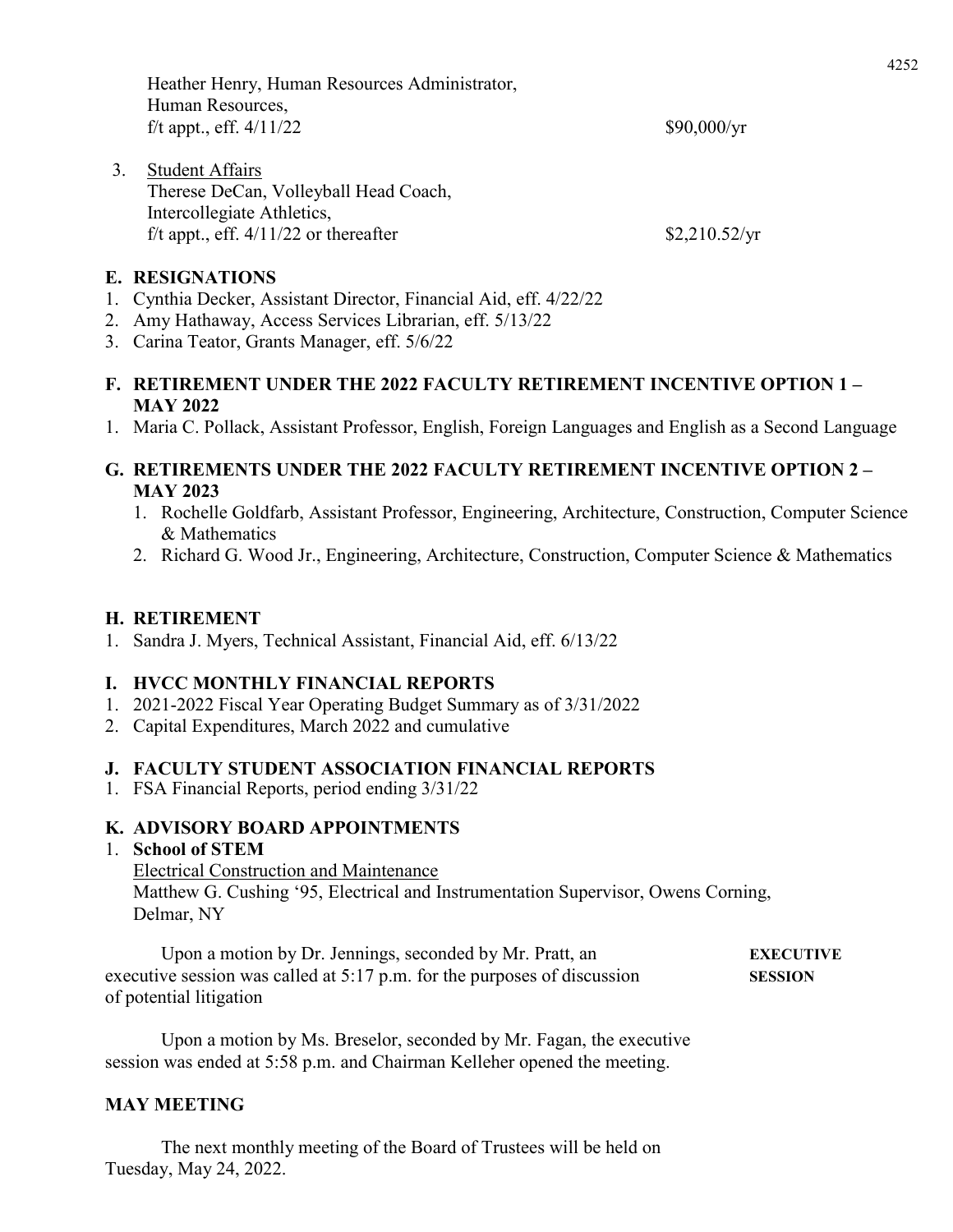Heather Henry, Human Resources Administrator,
Human Resources,
f/t appt., eff. 4/11/22 — $90,000/yr

3. Student Affairs
   Therese DeCan, Volleyball Head Coach,
   Intercollegiate Athletics,
   f/t appt., eff. 4/11/22 or thereafter — $2,210.52/yr

## E. RESIGNATIONS

1. Cynthia Decker, Assistant Director, Financial Aid, eff. 4/22/22
2. Amy Hathaway, Access Services Librarian, eff. 5/13/22
3. Carina Teator, Grants Manager, eff. 5/6/22

## F. RETIREMENT UNDER THE 2022 FACULTY RETIREMENT INCENTIVE OPTION 1 – MAY 2022

1. Maria C. Pollack, Assistant Professor, English, Foreign Languages and English as a Second Language

## G. RETIREMENTS UNDER THE 2022 FACULTY RETIREMENT INCENTIVE OPTION 2 – MAY 2023

1. Rochelle Goldfarb, Assistant Professor, Engineering, Architecture, Construction, Computer Science & Mathematics
2. Richard G. Wood Jr., Engineering, Architecture, Construction, Computer Science & Mathematics

## H. RETIREMENT

1. Sandra J. Myers, Technical Assistant, Financial Aid, eff. 6/13/22

## I. HVCC MONTHLY FINANCIAL REPORTS

1. 2021-2022 Fiscal Year Operating Budget Summary as of 3/31/2022
2. Capital Expenditures, March 2022 and cumulative

## J. FACULTY STUDENT ASSOCIATION FINANCIAL REPORTS

1. FSA Financial Reports, period ending 3/31/22

## K. ADVISORY BOARD APPOINTMENTS

1. **School of STEM**
   Electrical Construction and Maintenance
   Matthew G. Cushing '95, Electrical and Instrumentation Supervisor, Owens Corning, Delmar, NY

**EXECUTIVE SESSION**

Upon a motion by Dr. Jennings, seconded by Mr. Pratt, an executive session was called at 5:17 p.m. for the purposes of discussion of potential litigation

Upon a motion by Ms. Breselor, seconded by Mr. Fagan, the executive session was ended at 5:58 p.m. and Chairman Kelleher opened the meeting.

## MAY MEETING

The next monthly meeting of the Board of Trustees will be held on Tuesday, May 24, 2022.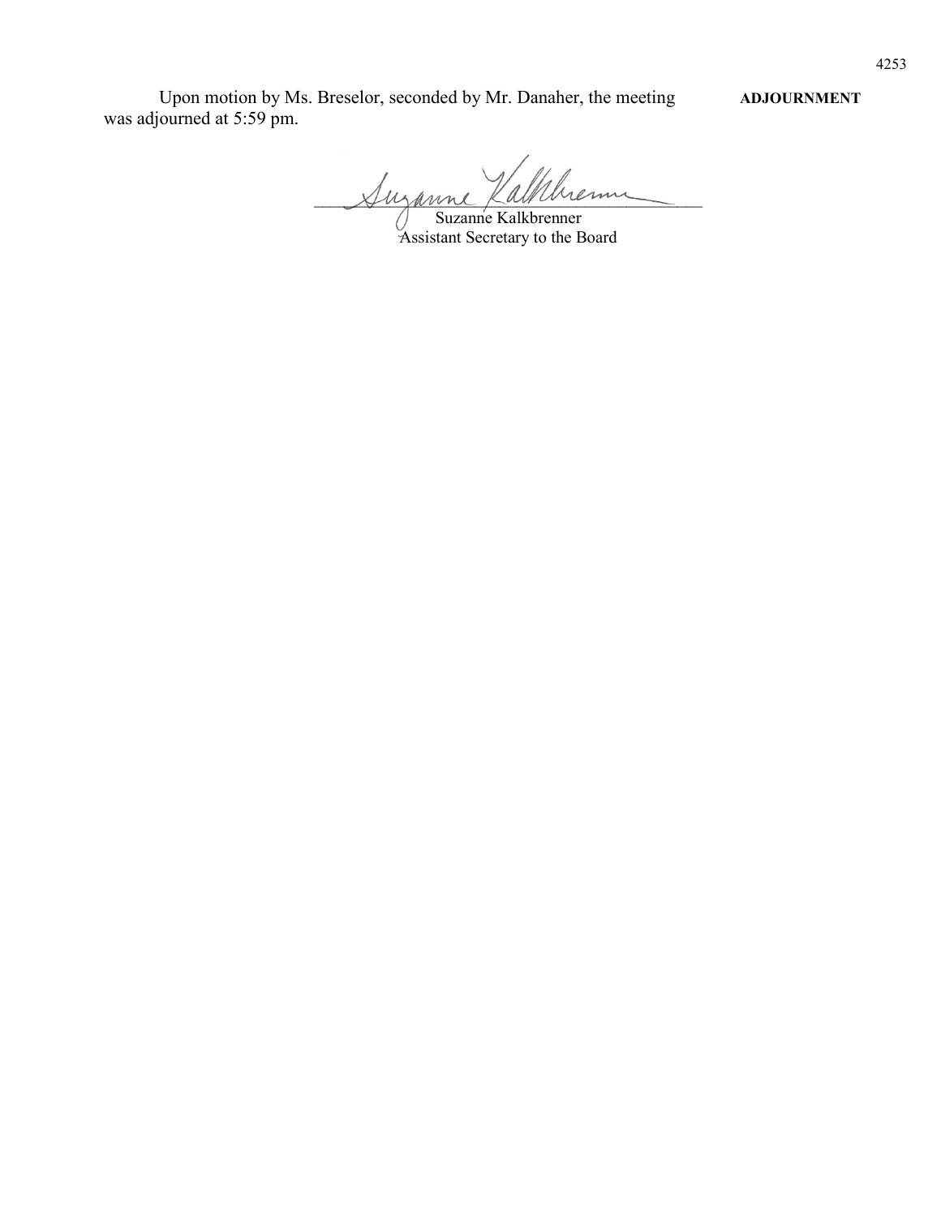**ADJOURNMENT**

Upon motion by Ms. Breselor, seconded by Mr. Danaher, the meeting was adjourned at 5:59 pm.

Suzanne Kalkbrenner
Assistant Secretary to the Board